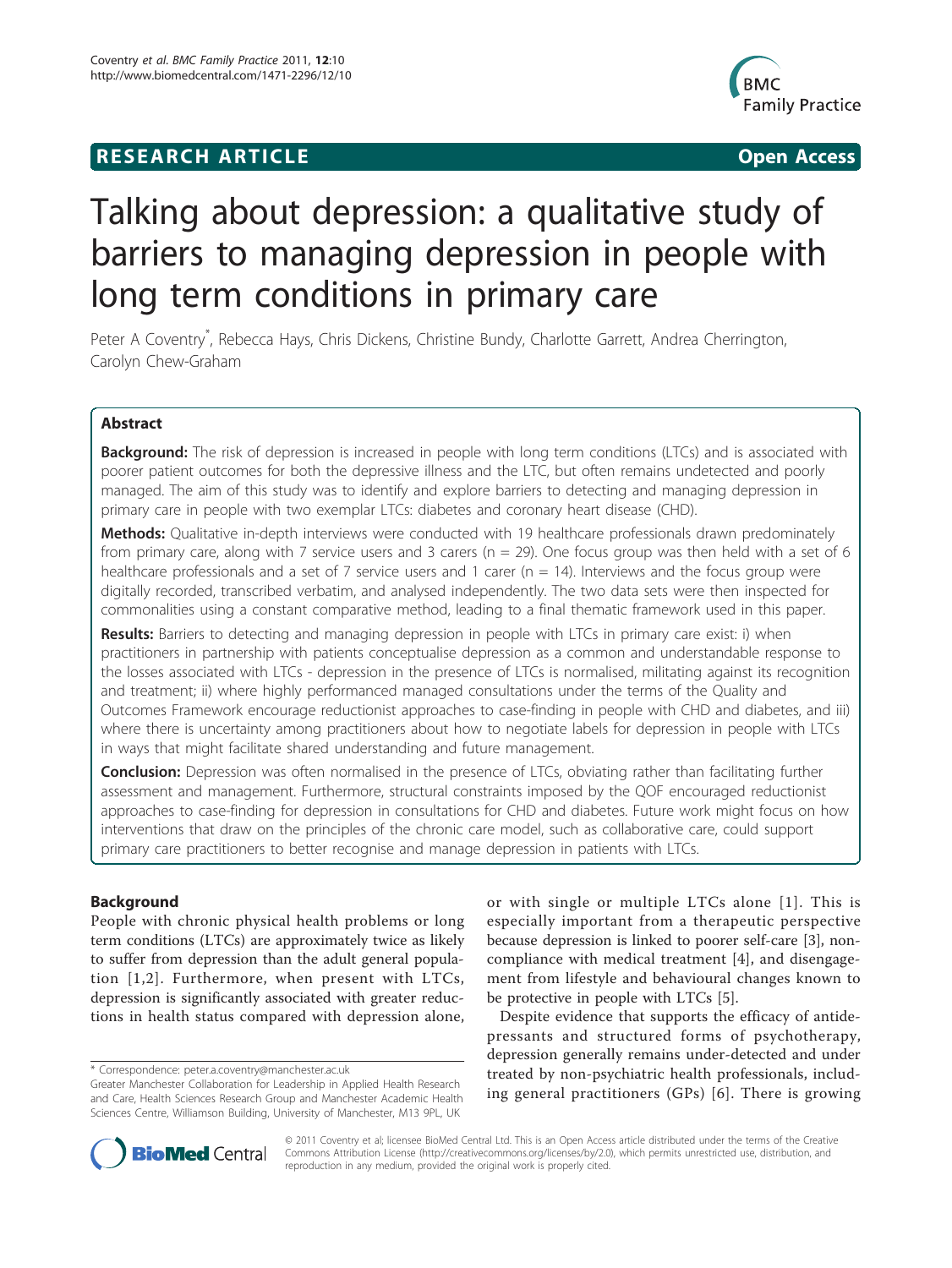RESEARCH ARTICLE Open Access

# Talking about depression: a qualitative study of barriers to managing depression in people with long term conditions in primary care

Peter A Coventry*, Rebecca Hays, Chris Dickens, Christine Bundy, Charlotte Garrett, Andrea Cherrington, Carolyn Chew-Graham

## Abstract

**Background:** The risk of depression is increased in people with long term conditions (LTCs) and is associated with poorer patient outcomes for both the depressive illness and the LTC, but often remains undetected and poorly managed. The aim of this study was to identify and explore barriers to detecting and managing depression in primary care in people with two exemplar LTCs: diabetes and coronary heart disease (CHD).

**Methods:** Qualitative in-depth interviews were conducted with 19 healthcare professionals drawn predominately from primary care, along with 7 service users and 3 carers (n = 29). One focus group was then held with a set of 6 healthcare professionals and a set of 7 service users and 1 carer (n = 14). Interviews and the focus group were digitally recorded, transcribed verbatim, and analysed independently. The two data sets were then inspected for commonalities using a constant comparative method, leading to a final thematic framework used in this paper.

**Results:** Barriers to detecting and managing depression in people with LTCs in primary care exist: i) when practitioners in partnership with patients conceptualise depression as a common and understandable response to the losses associated with LTCs - depression in the presence of LTCs is normalised, militating against its recognition and treatment; ii) where highly performanced managed consultations under the terms of the Quality and Outcomes Framework encourage reductionist approaches to case-finding in people with CHD and diabetes, and iii) where there is uncertainty among practitioners about how to negotiate labels for depression in people with LTCs in ways that might facilitate shared understanding and future management.

**Conclusion:** Depression was often normalised in the presence of LTCs, obviating rather than facilitating further assessment and management. Furthermore, structural constraints imposed by the QOF encouraged reductionist approaches to case-finding for depression in consultations for CHD and diabetes. Future work might focus on how interventions that draw on the principles of the chronic care model, such as collaborative care, could support primary care practitioners to better recognise and manage depression in patients with LTCs.

## Background

People with chronic physical health problems or long term conditions (LTCs) are approximately twice as likely to suffer from depression than the adult general population [1,2]. Furthermore, when present with LTCs, depression is significantly associated with greater reductions in health status compared with depression alone, or with single or multiple LTCs alone [1]. This is especially important from a therapeutic perspective because depression is linked to poorer self-care [3], non-compliance with medical treatment [4], and disengagement from lifestyle and behavioural changes known to be protective in people with LTCs [5].

Despite evidence that supports the efficacy of antidepressants and structured forms of psychotherapy, depression generally remains under-detected and under treated by non-psychiatric health professionals, including general practitioners (GPs) [6]. There is growing

\* Correspondence: peter.a.coventry@manchester.ac.uk
Greater Manchester Collaboration for Leadership in Applied Health Research and Care, Health Sciences Research Group and Manchester Academic Health Sciences Centre, Williamson Building, University of Manchester, M13 9PL, UK

© 2011 Coventry et al; licensee BioMed Central Ltd. This is an Open Access article distributed under the terms of the Creative Commons Attribution License (http://creativecommons.org/licenses/by/2.0), which permits unrestricted use, distribution, and reproduction in any medium, provided the original work is properly cited.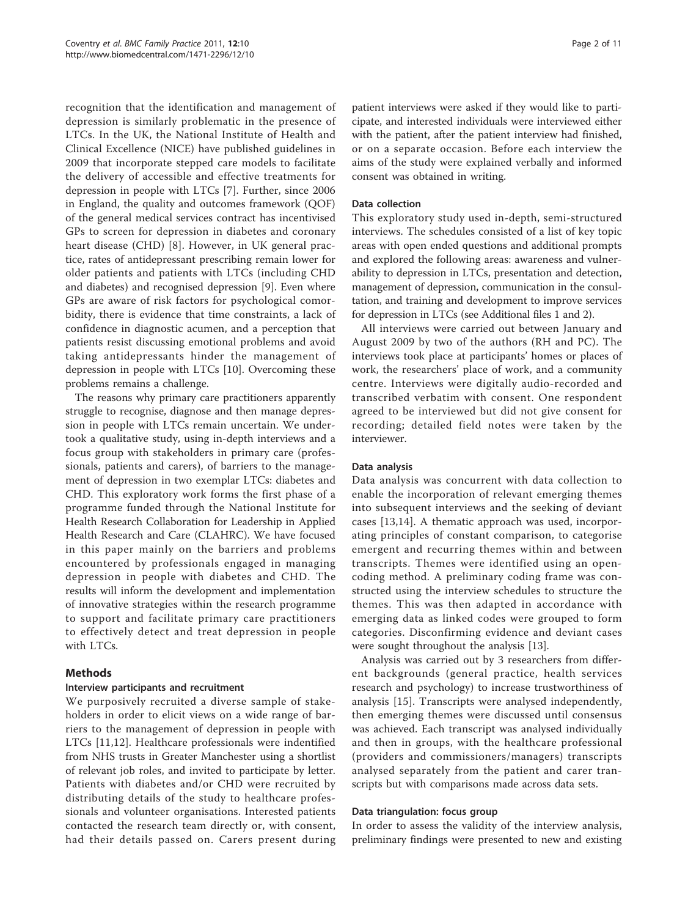recognition that the identification and management of depression is similarly problematic in the presence of LTCs. In the UK, the National Institute of Health and Clinical Excellence (NICE) have published guidelines in 2009 that incorporate stepped care models to facilitate the delivery of accessible and effective treatments for depression in people with LTCs [7]. Further, since 2006 in England, the quality and outcomes framework (QOF) of the general medical services contract has incentivised GPs to screen for depression in diabetes and coronary heart disease (CHD) [8]. However, in UK general practice, rates of antidepressant prescribing remain lower for older patients and patients with LTCs (including CHD and diabetes) and recognised depression [9]. Even where GPs are aware of risk factors for psychological comorbidity, there is evidence that time constraints, a lack of confidence in diagnostic acumen, and a perception that patients resist discussing emotional problems and avoid taking antidepressants hinder the management of depression in people with LTCs [10]. Overcoming these problems remains a challenge.

The reasons why primary care practitioners apparently struggle to recognise, diagnose and then manage depression in people with LTCs remain uncertain. We undertook a qualitative study, using in-depth interviews and a focus group with stakeholders in primary care (professionals, patients and carers), of barriers to the management of depression in two exemplar LTCs: diabetes and CHD. This exploratory work forms the first phase of a programme funded through the National Institute for Health Research Collaboration for Leadership in Applied Health Research and Care (CLAHRC). We have focused in this paper mainly on the barriers and problems encountered by professionals engaged in managing depression in people with diabetes and CHD. The results will inform the development and implementation of innovative strategies within the research programme to support and facilitate primary care practitioners to effectively detect and treat depression in people with LTCs.

## Methods

### Interview participants and recruitment

We purposively recruited a diverse sample of stakeholders in order to elicit views on a wide range of barriers to the management of depression in people with LTCs [11,12]. Healthcare professionals were indentified from NHS trusts in Greater Manchester using a shortlist of relevant job roles, and invited to participate by letter. Patients with diabetes and/or CHD were recruited by distributing details of the study to healthcare professionals and volunteer organisations. Interested patients contacted the research team directly or, with consent, had their details passed on. Carers present during patient interviews were asked if they would like to participate, and interested individuals were interviewed either with the patient, after the patient interview had finished, or on a separate occasion. Before each interview the aims of the study were explained verbally and informed consent was obtained in writing.

### Data collection

This exploratory study used in-depth, semi-structured interviews. The schedules consisted of a list of key topic areas with open ended questions and additional prompts and explored the following areas: awareness and vulnerability to depression in LTCs, presentation and detection, management of depression, communication in the consultation, and training and development to improve services for depression in LTCs (see Additional files 1 and 2).

All interviews were carried out between January and August 2009 by two of the authors (RH and PC). The interviews took place at participants' homes or places of work, the researchers' place of work, and a community centre. Interviews were digitally audio-recorded and transcribed verbatim with consent. One respondent agreed to be interviewed but did not give consent for recording; detailed field notes were taken by the interviewer.

### Data analysis

Data analysis was concurrent with data collection to enable the incorporation of relevant emerging themes into subsequent interviews and the seeking of deviant cases [13,14]. A thematic approach was used, incorporating principles of constant comparison, to categorise emergent and recurring themes within and between transcripts. Themes were identified using an open-coding method. A preliminary coding frame was constructed using the interview schedules to structure the themes. This was then adapted in accordance with emerging data as linked codes were grouped to form categories. Disconfirming evidence and deviant cases were sought throughout the analysis [13].

Analysis was carried out by 3 researchers from different backgrounds (general practice, health services research and psychology) to increase trustworthiness of analysis [15]. Transcripts were analysed independently, then emerging themes were discussed until consensus was achieved. Each transcript was analysed individually and then in groups, with the healthcare professional (providers and commissioners/managers) transcripts analysed separately from the patient and carer transcripts but with comparisons made across data sets.

### Data triangulation: focus group

In order to assess the validity of the interview analysis, preliminary findings were presented to new and existing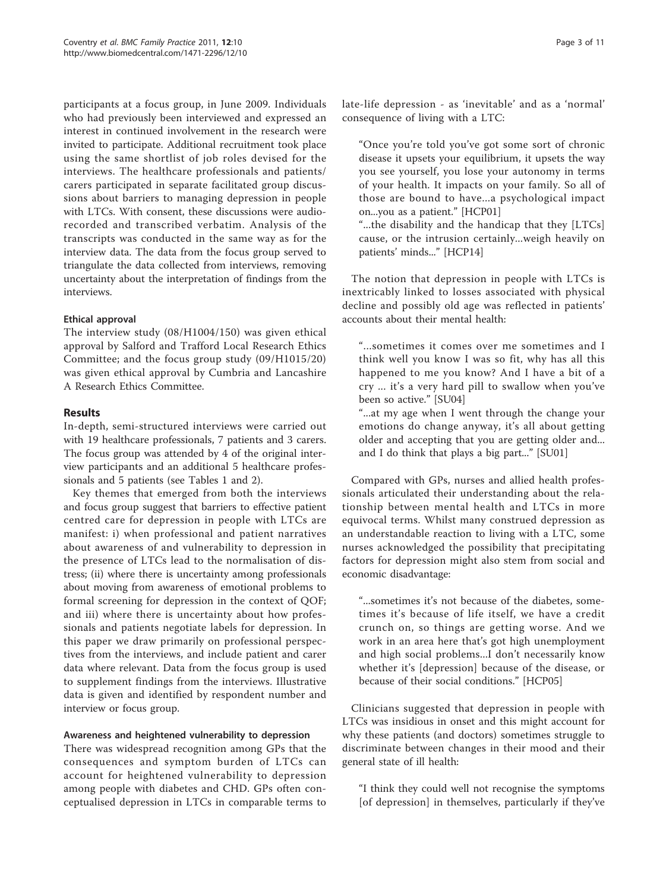participants at a focus group, in June 2009. Individuals who had previously been interviewed and expressed an interest in continued involvement in the research were invited to participate. Additional recruitment took place using the same shortlist of job roles devised for the interviews. The healthcare professionals and patients/carers participated in separate facilitated group discussions about barriers to managing depression in people with LTCs. With consent, these discussions were audio-recorded and transcribed verbatim. Analysis of the transcripts was conducted in the same way as for the interview data. The data from the focus group served to triangulate the data collected from interviews, removing uncertainty about the interpretation of findings from the interviews.

### Ethical approval

The interview study (08/H1004/150) was given ethical approval by Salford and Trafford Local Research Ethics Committee; and the focus group study (09/H1015/20) was given ethical approval by Cumbria and Lancashire A Research Ethics Committee.

## Results

In-depth, semi-structured interviews were carried out with 19 healthcare professionals, 7 patients and 3 carers. The focus group was attended by 4 of the original interview participants and an additional 5 healthcare professionals and 5 patients (see Tables 1 and 2).

Key themes that emerged from both the interviews and focus group suggest that barriers to effective patient centred care for depression in people with LTCs are manifest: i) when professional and patient narratives about awareness of and vulnerability to depression in the presence of LTCs lead to the normalisation of distress; (ii) where there is uncertainty among professionals about moving from awareness of emotional problems to formal screening for depression in the context of QOF; and iii) where there is uncertainty about how professionals and patients negotiate labels for depression. In this paper we draw primarily on professional perspectives from the interviews, and include patient and carer data where relevant. Data from the focus group is used to supplement findings from the interviews. Illustrative data is given and identified by respondent number and interview or focus group.

### Awareness and heightened vulnerability to depression

There was widespread recognition among GPs that the consequences and symptom burden of LTCs can account for heightened vulnerability to depression among people with diabetes and CHD. GPs often conceptualised depression in LTCs in comparable terms to late-life depression - as 'inevitable' and as a 'normal' consequence of living with a LTC:

> "Once you're told you've got some sort of chronic disease it upsets your equilibrium, it upsets the way you see yourself, you lose your autonomy in terms of your health. It impacts on your family. So all of those are bound to have...a psychological impact on...you as a patient." [HCP01]
>
> "...the disability and the handicap that they [LTCs] cause, or the intrusion certainly...weigh heavily on patients' minds..." [HCP14]

The notion that depression in people with LTCs is inextricably linked to losses associated with physical decline and possibly old age was reflected in patients' accounts about their mental health:

> "...sometimes it comes over me sometimes and I think well you know I was so fit, why has all this happened to me you know? And I have a bit of a cry ... it's a very hard pill to swallow when you've been so active." [SU04]
>
> "...at my age when I went through the change your emotions do change anyway, it's all about getting older and accepting that you are getting older and... and I do think that plays a big part..." [SU01]

Compared with GPs, nurses and allied health professionals articulated their understanding about the relationship between mental health and LTCs in more equivocal terms. Whilst many construed depression as an understandable reaction to living with a LTC, some nurses acknowledged the possibility that precipitating factors for depression might also stem from social and economic disadvantage:

> "...sometimes it's not because of the diabetes, sometimes it's because of life itself, we have a credit crunch on, so things are getting worse. And we work in an area here that's got high unemployment and high social problems...I don't necessarily know whether it's [depression] because of the disease, or because of their social conditions." [HCP05]

Clinicians suggested that depression in people with LTCs was insidious in onset and this might account for why these patients (and doctors) sometimes struggle to discriminate between changes in their mood and their general state of ill health:

> "I think they could well not recognise the symptoms [of depression] in themselves, particularly if they've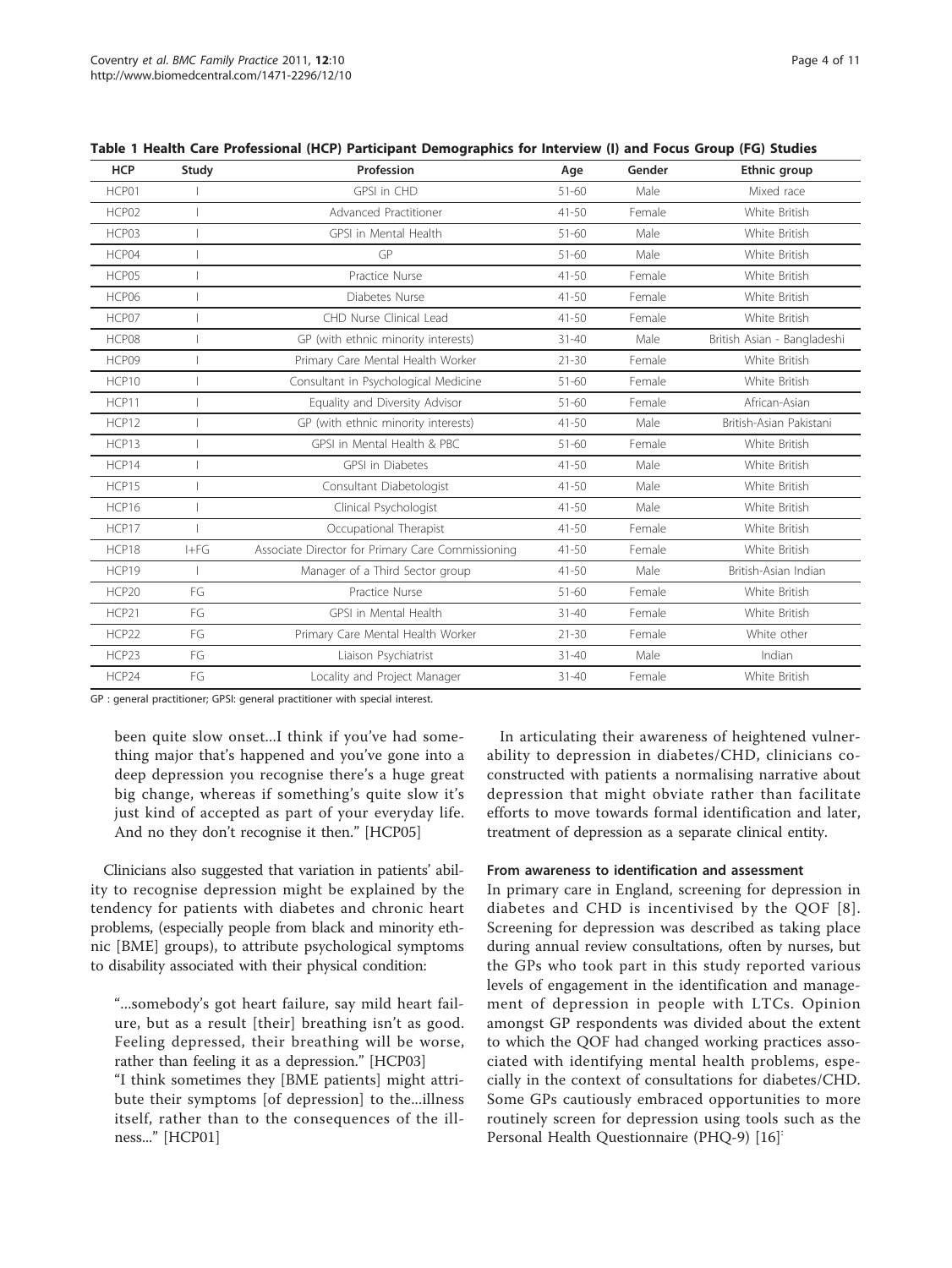**Table 1 Health Care Professional (HCP) Participant Demographics for Interview (I) and Focus Group (FG) Studies**

| HCP | Study | Profession | Age | Gender | Ethnic group |
|---|---|---|---|---|---|
| HCP01 | I | GPSI in CHD | 51-60 | Male | Mixed race |
| HCP02 | I | Advanced Practitioner | 41-50 | Female | White British |
| HCP03 | I | GPSI in Mental Health | 51-60 | Male | White British |
| HCP04 | I | GP | 51-60 | Male | White British |
| HCP05 | I | Practice Nurse | 41-50 | Female | White British |
| HCP06 | I | Diabetes Nurse | 41-50 | Female | White British |
| HCP07 | I | CHD Nurse Clinical Lead | 41-50 | Female | White British |
| HCP08 | I | GP (with ethnic minority interests) | 31-40 | Male | British Asian - Bangladeshi |
| HCP09 | I | Primary Care Mental Health Worker | 21-30 | Female | White British |
| HCP10 | I | Consultant in Psychological Medicine | 51-60 | Female | White British |
| HCP11 | I | Equality and Diversity Advisor | 51-60 | Female | African-Asian |
| HCP12 | I | GP (with ethnic minority interests) | 41-50 | Male | British-Asian Pakistani |
| HCP13 | I | GPSI in Mental Health & PBC | 51-60 | Female | White British |
| HCP14 | I | GPSI in Diabetes | 41-50 | Male | White British |
| HCP15 | I | Consultant Diabetologist | 41-50 | Male | White British |
| HCP16 | I | Clinical Psychologist | 41-50 | Male | White British |
| HCP17 | I | Occupational Therapist | 41-50 | Female | White British |
| HCP18 | I+FG | Associate Director for Primary Care Commissioning | 41-50 | Female | White British |
| HCP19 | I | Manager of a Third Sector group | 41-50 | Male | British-Asian Indian |
| HCP20 | FG | Practice Nurse | 51-60 | Female | White British |
| HCP21 | FG | GPSI in Mental Health | 31-40 | Female | White British |
| HCP22 | FG | Primary Care Mental Health Worker | 21-30 | Female | White other |
| HCP23 | FG | Liaison Psychiatrist | 31-40 | Male | Indian |
| HCP24 | FG | Locality and Project Manager | 31-40 | Female | White British |

GP : general practitioner; GPSI: general practitioner with special interest.

> been quite slow onset...I think if you've had something major that's happened and you've gone into a deep depression you recognise there's a huge great big change, whereas if something's quite slow it's just kind of accepted as part of your everyday life. And no they don't recognise it then." [HCP05]

Clinicians also suggested that variation in patients' ability to recognise depression might be explained by the tendency for patients with diabetes and chronic heart problems, (especially people from black and minority ethnic [BME] groups), to attribute psychological symptoms to disability associated with their physical condition:

> "...somebody's got heart failure, say mild heart failure, but as a result [their] breathing isn't as good. Feeling depressed, their breathing will be worse, rather than feeling it as a depression." [HCP03]
>
> "I think sometimes they [BME patients] might attribute their symptoms [of depression] to the...illness itself, rather than to the consequences of the illness..." [HCP01]

In articulating their awareness of heightened vulnerability to depression in diabetes/CHD, clinicians co-constructed with patients a normalising narrative about depression that might obviate rather than facilitate efforts to move towards formal identification and later, treatment of depression as a separate clinical entity.

#### From awareness to identification and assessment

In primary care in England, screening for depression in diabetes and CHD is incentivised by the QOF [8]. Screening for depression was described as taking place during annual review consultations, often by nurses, but the GPs who took part in this study reported various levels of engagement in the identification and management of depression in people with LTCs. Opinion amongst GP respondents was divided about the extent to which the QOF had changed working practices associated with identifying mental health problems, especially in the context of consultations for diabetes/CHD. Some GPs cautiously embraced opportunities to more routinely screen for depression using tools such as the Personal Health Questionnaire (PHQ-9) [16]: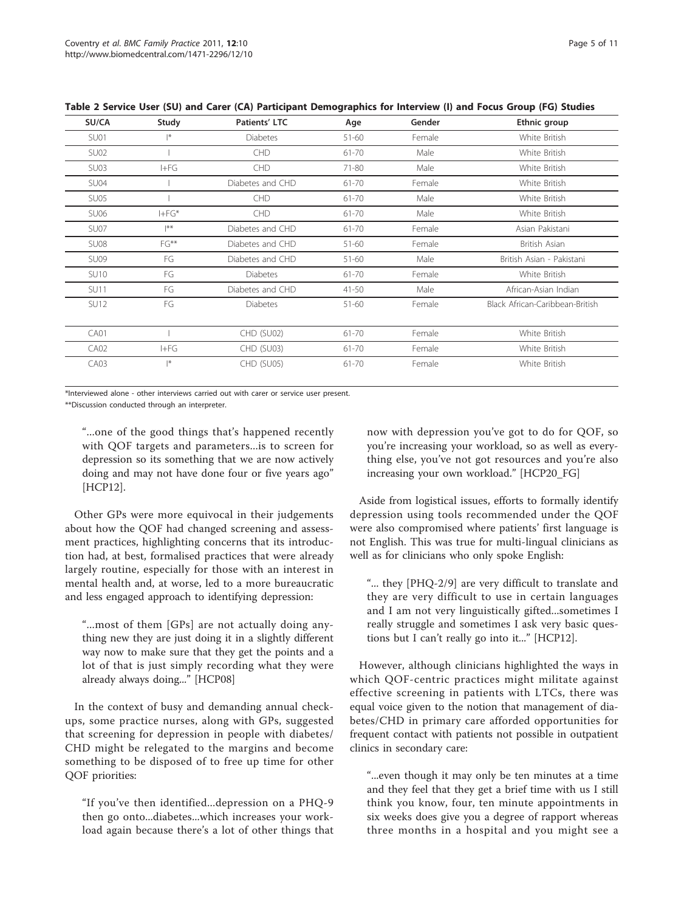**Table 2 Service User (SU) and Carer (CA) Participant Demographics for Interview (I) and Focus Group (FG) Studies**

| SU/CA | Study | Patients' LTC | Age | Gender | Ethnic group |
|---|---|---|---|---|---|
| SU01 | I* | Diabetes | 51-60 | Female | White British |
| SU02 | I | CHD | 61-70 | Male | White British |
| SU03 | I+FG | CHD | 71-80 | Male | White British |
| SU04 | I | Diabetes and CHD | 61-70 | Female | White British |
| SU05 | I | CHD | 61-70 | Male | White British |
| SU06 | I+FG* | CHD | 61-70 | Male | White British |
| SU07 | I** | Diabetes and CHD | 61-70 | Female | Asian Pakistani |
| SU08 | FG** | Diabetes and CHD | 51-60 | Female | British Asian |
| SU09 | FG | Diabetes and CHD | 51-60 | Male | British Asian - Pakistani |
| SU10 | FG | Diabetes | 61-70 | Female | White British |
| SU11 | FG | Diabetes and CHD | 41-50 | Male | African-Asian Indian |
| SU12 | FG | Diabetes | 51-60 | Female | Black African-Caribbean-British |
| CA01 | I | CHD (SU02) | 61-70 | Female | White British |
| CA02 | I+FG | CHD (SU03) | 61-70 | Female | White British |
| CA03 | I* | CHD (SU05) | 61-70 | Female | White British |

*Interviewed alone - other interviews carried out with carer or service user present.

**Discussion conducted through an interpreter.

> "...one of the good things that's happened recently with QOF targets and parameters...is to screen for depression so its something that we are now actively doing and may not have done four or five years ago" [HCP12].

Other GPs were more equivocal in their judgements about how the QOF had changed screening and assessment practices, highlighting concerns that its introduction had, at best, formalised practices that were already largely routine, especially for those with an interest in mental health and, at worse, led to a more bureaucratic and less engaged approach to identifying depression:

> "...most of them [GPs] are not actually doing anything new they are just doing it in a slightly different way now to make sure that they get the points and a lot of that is just simply recording what they were already always doing..." [HCP08]

In the context of busy and demanding annual check-ups, some practice nurses, along with GPs, suggested that screening for depression in people with diabetes/CHD might be relegated to the margins and become something to be disposed of to free up time for other QOF priorities:

> "If you've then identified...depression on a PHQ-9 then go onto...diabetes...which increases your workload again because there's a lot of other things that now with depression you've got to do for QOF, so you're increasing your workload, so as well as everything else, you've not got resources and you're also increasing your own workload." [HCP20_FG]

Aside from logistical issues, efforts to formally identify depression using tools recommended under the QOF were also compromised where patients' first language is not English. This was true for multi-lingual clinicians as well as for clinicians who only spoke English:

> "... they [PHQ-2/9] are very difficult to translate and they are very difficult to use in certain languages and I am not very linguistically gifted...sometimes I really struggle and sometimes I ask very basic questions but I can't really go into it..." [HCP12].

However, although clinicians highlighted the ways in which QOF-centric practices might militate against effective screening in patients with LTCs, there was equal voice given to the notion that management of diabetes/CHD in primary care afforded opportunities for frequent contact with patients not possible in outpatient clinics in secondary care:

> "...even though it may only be ten minutes at a time and they feel that they get a brief time with us I still think you know, four, ten minute appointments in six weeks does give you a degree of rapport whereas three months in a hospital and you might see a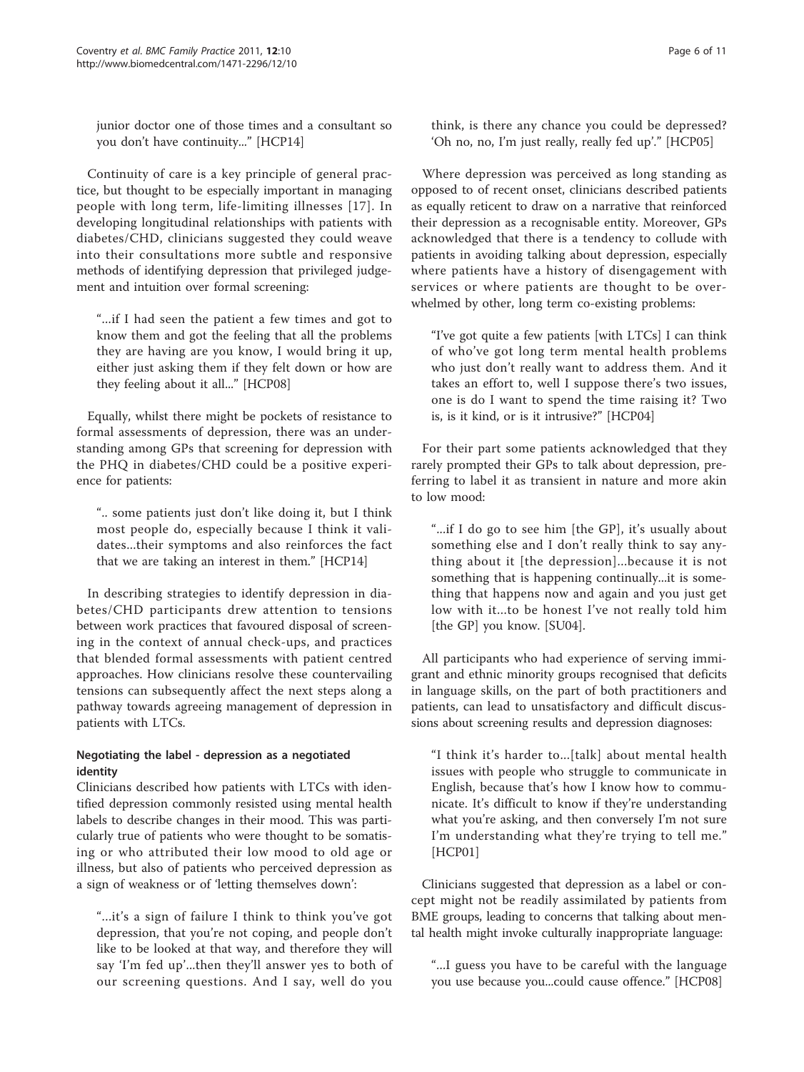junior doctor one of those times and a consultant so you don't have continuity..." [HCP14]

Continuity of care is a key principle of general practice, but thought to be especially important in managing people with long term, life-limiting illnesses [17]. In developing longitudinal relationships with patients with diabetes/CHD, clinicians suggested they could weave into their consultations more subtle and responsive methods of identifying depression that privileged judgement and intuition over formal screening:

> "...if I had seen the patient a few times and got to know them and got the feeling that all the problems they are having are you know, I would bring it up, either just asking them if they felt down or how are they feeling about it all..." [HCP08]

Equally, whilst there might be pockets of resistance to formal assessments of depression, there was an understanding among GPs that screening for depression with the PHQ in diabetes/CHD could be a positive experience for patients:

> ".. some patients just don't like doing it, but I think most people do, especially because I think it validates...their symptoms and also reinforces the fact that we are taking an interest in them." [HCP14]

In describing strategies to identify depression in diabetes/CHD participants drew attention to tensions between work practices that favoured disposal of screening in the context of annual check-ups, and practices that blended formal assessments with patient centred approaches. How clinicians resolve these countervailing tensions can subsequently affect the next steps along a pathway towards agreeing management of depression in patients with LTCs.

### Negotiating the label - depression as a negotiated identity

Clinicians described how patients with LTCs with identified depression commonly resisted using mental health labels to describe changes in their mood. This was particularly true of patients who were thought to be somatising or who attributed their low mood to old age or illness, but also of patients who perceived depression as a sign of weakness or of 'letting themselves down':

> "...it's a sign of failure I think to think you've got depression, that you're not coping, and people don't like to be looked at that way, and therefore they will say 'I'm fed up'...then they'll answer yes to both of our screening questions. And I say, well do you think, is there any chance you could be depressed? 'Oh no, no, I'm just really, really fed up'." [HCP05]

Where depression was perceived as long standing as opposed to of recent onset, clinicians described patients as equally reticent to draw on a narrative that reinforced their depression as a recognisable entity. Moreover, GPs acknowledged that there is a tendency to collude with patients in avoiding talking about depression, especially where patients have a history of disengagement with services or where patients are thought to be overwhelmed by other, long term co-existing problems:

> "I've got quite a few patients [with LTCs] I can think of who've got long term mental health problems who just don't really want to address them. And it takes an effort to, well I suppose there's two issues, one is do I want to spend the time raising it? Two is, is it kind, or is it intrusive?" [HCP04]

For their part some patients acknowledged that they rarely prompted their GPs to talk about depression, preferring to label it as transient in nature and more akin to low mood:

> "...if I do go to see him [the GP], it's usually about something else and I don't really think to say anything about it [the depression]...because it is not something that is happening continually...it is something that happens now and again and you just get low with it...to be honest I've not really told him [the GP] you know. [SU04].

All participants who had experience of serving immigrant and ethnic minority groups recognised that deficits in language skills, on the part of both practitioners and patients, can lead to unsatisfactory and difficult discussions about screening results and depression diagnoses:

> "I think it's harder to...[talk] about mental health issues with people who struggle to communicate in English, because that's how I know how to communicate. It's difficult to know if they're understanding what you're asking, and then conversely I'm not sure I'm understanding what they're trying to tell me." [HCP01]

Clinicians suggested that depression as a label or concept might not be readily assimilated by patients from BME groups, leading to concerns that talking about mental health might invoke culturally inappropriate language:

> "...I guess you have to be careful with the language you use because you...could cause offence." [HCP08]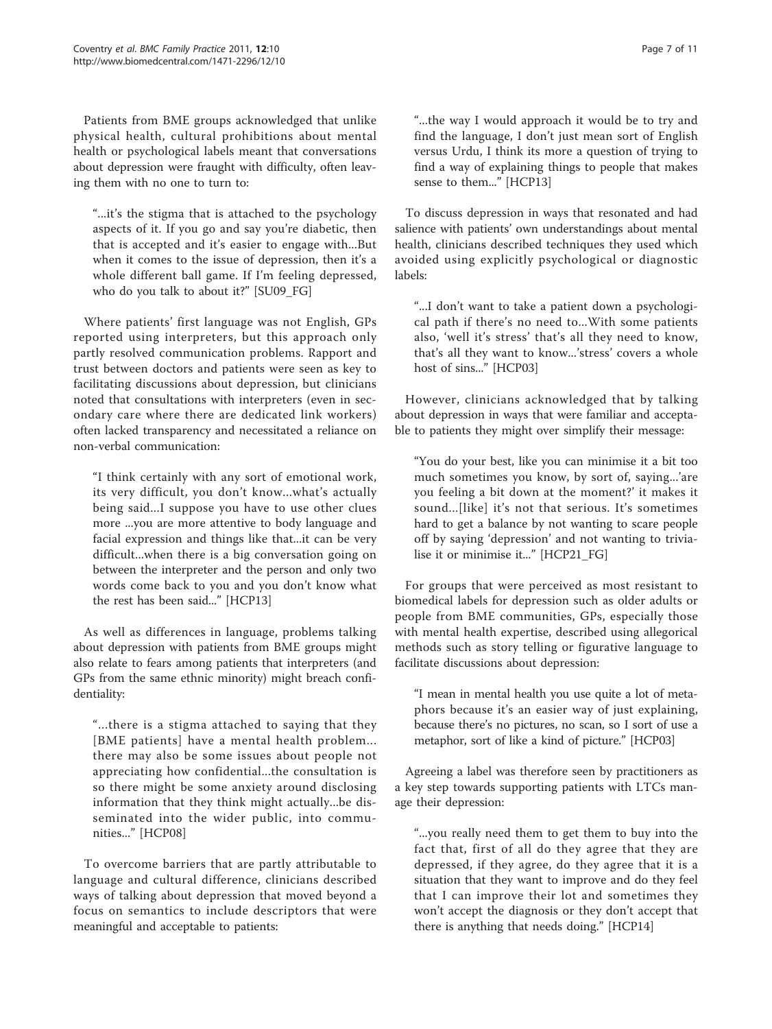Patients from BME groups acknowledged that unlike physical health, cultural prohibitions about mental health or psychological labels meant that conversations about depression were fraught with difficulty, often leaving them with no one to turn to:

> "...it's the stigma that is attached to the psychology aspects of it. If you go and say you're diabetic, then that is accepted and it's easier to engage with...But when it comes to the issue of depression, then it's a whole different ball game. If I'm feeling depressed, who do you talk to about it?" [SU09_FG]

Where patients' first language was not English, GPs reported using interpreters, but this approach only partly resolved communication problems. Rapport and trust between doctors and patients were seen as key to facilitating discussions about depression, but clinicians noted that consultations with interpreters (even in secondary care where there are dedicated link workers) often lacked transparency and necessitated a reliance on non-verbal communication:

> "I think certainly with any sort of emotional work, its very difficult, you don't know...what's actually being said...I suppose you have to use other clues more ...you are more attentive to body language and facial expression and things like that...it can be very difficult...when there is a big conversation going on between the interpreter and the person and only two words come back to you and you don't know what the rest has been said..." [HCP13]

As well as differences in language, problems talking about depression with patients from BME groups might also relate to fears among patients that interpreters (and GPs from the same ethnic minority) might breach confidentiality:

> "...there is a stigma attached to saying that they [BME patients] have a mental health problem... there may also be some issues about people not appreciating how confidential...the consultation is so there might be some anxiety around disclosing information that they think might actually...be disseminated into the wider public, into communities..." [HCP08]

To overcome barriers that are partly attributable to language and cultural difference, clinicians described ways of talking about depression that moved beyond a focus on semantics to include descriptors that were meaningful and acceptable to patients:

> "...the way I would approach it would be to try and find the language, I don't just mean sort of English versus Urdu, I think its more a question of trying to find a way of explaining things to people that makes sense to them..." [HCP13]

To discuss depression in ways that resonated and had salience with patients' own understandings about mental health, clinicians described techniques they used which avoided using explicitly psychological or diagnostic labels:

> "...I don't want to take a patient down a psychological path if there's no need to...With some patients also, 'well it's stress' that's all they need to know, that's all they want to know...'stress' covers a whole host of sins..." [HCP03]

However, clinicians acknowledged that by talking about depression in ways that were familiar and acceptable to patients they might over simplify their message:

> "You do your best, like you can minimise it a bit too much sometimes you know, by sort of, saying...'are you feeling a bit down at the moment?' it makes it sound...[like] it's not that serious. It's sometimes hard to get a balance by not wanting to scare people off by saying 'depression' and not wanting to trivialise it or minimise it..." [HCP21_FG]

For groups that were perceived as most resistant to biomedical labels for depression such as older adults or people from BME communities, GPs, especially those with mental health expertise, described using allegorical methods such as story telling or figurative language to facilitate discussions about depression:

> "I mean in mental health you use quite a lot of metaphors because it's an easier way of just explaining, because there's no pictures, no scan, so I sort of use a metaphor, sort of like a kind of picture." [HCP03]

Agreeing a label was therefore seen by practitioners as a key step towards supporting patients with LTCs manage their depression:

> "...you really need them to get them to buy into the fact that, first of all do they agree that they are depressed, if they agree, do they agree that it is a situation that they want to improve and do they feel that I can improve their lot and sometimes they won't accept the diagnosis or they don't accept that there is anything that needs doing." [HCP14]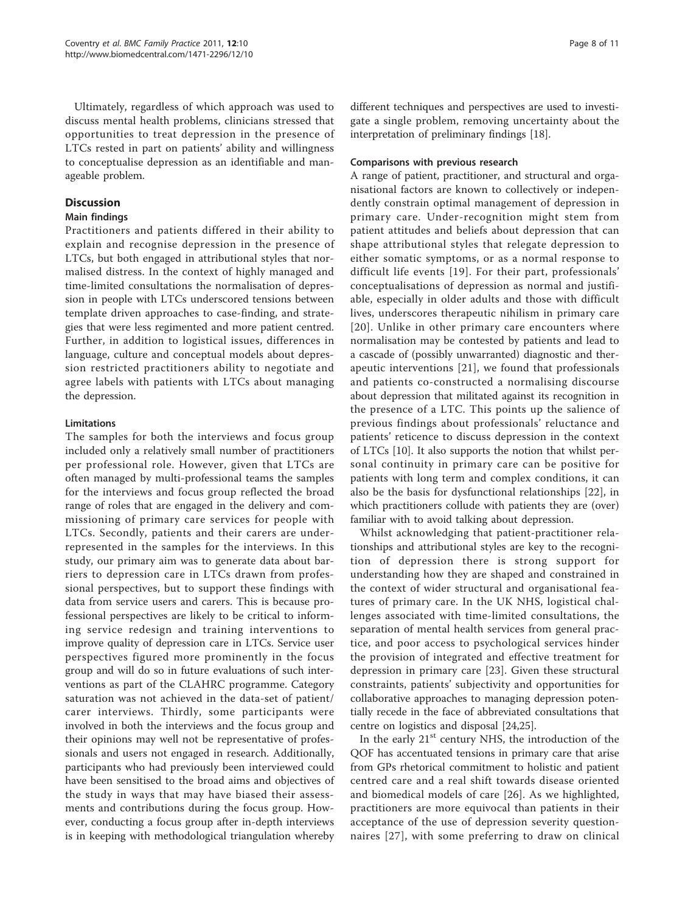Ultimately, regardless of which approach was used to discuss mental health problems, clinicians stressed that opportunities to treat depression in the presence of LTCs rested in part on patients' ability and willingness to conceptualise depression as an identifiable and manageable problem.

## Discussion

### Main findings

Practitioners and patients differed in their ability to explain and recognise depression in the presence of LTCs, but both engaged in attributional styles that normalised distress. In the context of highly managed and time-limited consultations the normalisation of depression in people with LTCs underscored tensions between template driven approaches to case-finding, and strategies that were less regimented and more patient centred. Further, in addition to logistical issues, differences in language, culture and conceptual models about depression restricted practitioners ability to negotiate and agree labels with patients with LTCs about managing the depression.

### Limitations

The samples for both the interviews and focus group included only a relatively small number of practitioners per professional role. However, given that LTCs are often managed by multi-professional teams the samples for the interviews and focus group reflected the broad range of roles that are engaged in the delivery and commissioning of primary care services for people with LTCs. Secondly, patients and their carers are under-represented in the samples for the interviews. In this study, our primary aim was to generate data about barriers to depression care in LTCs drawn from professional perspectives, but to support these findings with data from service users and carers. This is because professional perspectives are likely to be critical to informing service redesign and training interventions to improve quality of depression care in LTCs. Service user perspectives figured more prominently in the focus group and will do so in future evaluations of such interventions as part of the CLAHRC programme. Category saturation was not achieved in the data-set of patient/carer interviews. Thirdly, some participants were involved in both the interviews and the focus group and their opinions may well not be representative of professionals and users not engaged in research. Additionally, participants who had previously been interviewed could have been sensitised to the broad aims and objectives of the study in ways that may have biased their assessments and contributions during the focus group. However, conducting a focus group after in-depth interviews is in keeping with methodological triangulation whereby different techniques and perspectives are used to investigate a single problem, removing uncertainty about the interpretation of preliminary findings [18].

### Comparisons with previous research

A range of patient, practitioner, and structural and organisational factors are known to collectively or independently constrain optimal management of depression in primary care. Under-recognition might stem from patient attitudes and beliefs about depression that can shape attributional styles that relegate depression to either somatic symptoms, or as a normal response to difficult life events [19]. For their part, professionals' conceptualisations of depression as normal and justifiable, especially in older adults and those with difficult lives, underscores therapeutic nihilism in primary care [20]. Unlike in other primary care encounters where normalisation may be contested by patients and lead to a cascade of (possibly unwarranted) diagnostic and therapeutic interventions [21], we found that professionals and patients co-constructed a normalising discourse about depression that militated against its recognition in the presence of a LTC. This points up the salience of previous findings about professionals' reluctance and patients' reticence to discuss depression in the context of LTCs [10]. It also supports the notion that whilst personal continuity in primary care can be positive for patients with long term and complex conditions, it can also be the basis for dysfunctional relationships [22], in which practitioners collude with patients they are (over) familiar with to avoid talking about depression.

Whilst acknowledging that patient-practitioner relationships and attributional styles are key to the recognition of depression there is strong support for understanding how they are shaped and constrained in the context of wider structural and organisational features of primary care. In the UK NHS, logistical challenges associated with time-limited consultations, the separation of mental health services from general practice, and poor access to psychological services hinder the provision of integrated and effective treatment for depression in primary care [23]. Given these structural constraints, patients' subjectivity and opportunities for collaborative approaches to managing depression potentially recede in the face of abbreviated consultations that centre on logistics and disposal [24,25].

In the early 21st century NHS, the introduction of the QOF has accentuated tensions in primary care that arise from GPs rhetorical commitment to holistic and patient centred care and a real shift towards disease oriented and biomedical models of care [26]. As we highlighted, practitioners are more equivocal than patients in their acceptance of the use of depression severity questionnaires [27], with some preferring to draw on clinical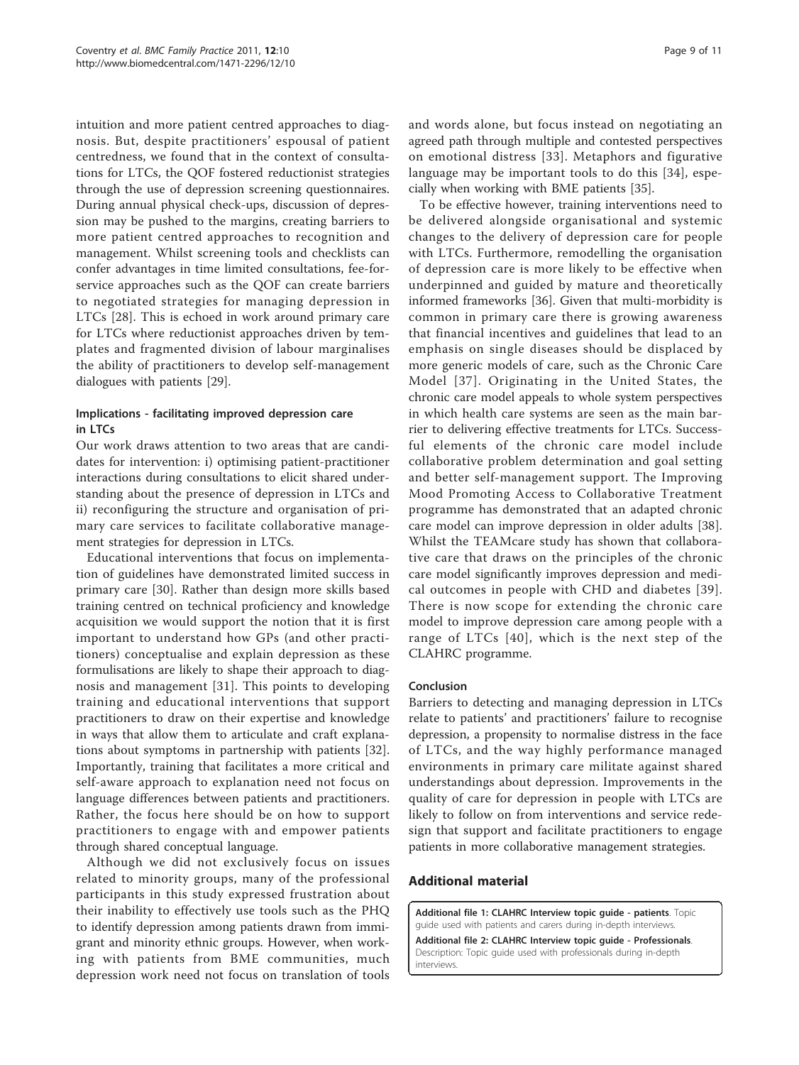intuition and more patient centred approaches to diagnosis. But, despite practitioners' espousal of patient centredness, we found that in the context of consultations for LTCs, the QOF fostered reductionist strategies through the use of depression screening questionnaires. During annual physical check-ups, discussion of depression may be pushed to the margins, creating barriers to more patient centred approaches to recognition and management. Whilst screening tools and checklists can confer advantages in time limited consultations, fee-for-service approaches such as the QOF can create barriers to negotiated strategies for managing depression in LTCs [28]. This is echoed in work around primary care for LTCs where reductionist approaches driven by templates and fragmented division of labour marginalises the ability of practitioners to develop self-management dialogues with patients [29].

### Implications - facilitating improved depression care in LTCs

Our work draws attention to two areas that are candidates for intervention: i) optimising patient-practitioner interactions during consultations to elicit shared understanding about the presence of depression in LTCs and ii) reconfiguring the structure and organisation of primary care services to facilitate collaborative management strategies for depression in LTCs.

Educational interventions that focus on implementation of guidelines have demonstrated limited success in primary care [30]. Rather than design more skills based training centred on technical proficiency and knowledge acquisition we would support the notion that it is first important to understand how GPs (and other practitioners) conceptualise and explain depression as these formulisations are likely to shape their approach to diagnosis and management [31]. This points to developing training and educational interventions that support practitioners to draw on their expertise and knowledge in ways that allow them to articulate and craft explanations about symptoms in partnership with patients [32]. Importantly, training that facilitates a more critical and self-aware approach to explanation need not focus on language differences between patients and practitioners. Rather, the focus here should be on how to support practitioners to engage with and empower patients through shared conceptual language.

Although we did not exclusively focus on issues related to minority groups, many of the professional participants in this study expressed frustration about their inability to effectively use tools such as the PHQ to identify depression among patients drawn from immigrant and minority ethnic groups. However, when working with patients from BME communities, much depression work need not focus on translation of tools and words alone, but focus instead on negotiating an agreed path through multiple and contested perspectives on emotional distress [33]. Metaphors and figurative language may be important tools to do this [34], especially when working with BME patients [35].

To be effective however, training interventions need to be delivered alongside organisational and systemic changes to the delivery of depression care for people with LTCs. Furthermore, remodelling the organisation of depression care is more likely to be effective when underpinned and guided by mature and theoretically informed frameworks [36]. Given that multi-morbidity is common in primary care there is growing awareness that financial incentives and guidelines that lead to an emphasis on single diseases should be displaced by more generic models of care, such as the Chronic Care Model [37]. Originating in the United States, the chronic care model appeals to whole system perspectives in which health care systems are seen as the main barrier to delivering effective treatments for LTCs. Successful elements of the chronic care model include collaborative problem determination and goal setting and better self-management support. The Improving Mood Promoting Access to Collaborative Treatment programme has demonstrated that an adapted chronic care model can improve depression in older adults [38]. Whilst the TEAMcare study has shown that collaborative care that draws on the principles of the chronic care model significantly improves depression and medical outcomes in people with CHD and diabetes [39]. There is now scope for extending the chronic care model to improve depression care among people with a range of LTCs [40], which is the next step of the CLAHRC programme.

### Conclusion

Barriers to detecting and managing depression in LTCs relate to patients' and practitioners' failure to recognise depression, a propensity to normalise distress in the face of LTCs, and the way highly performance managed environments in primary care militate against shared understandings about depression. Improvements in the quality of care for depression in people with LTCs are likely to follow on from interventions and service redesign that support and facilitate practitioners to engage patients in more collaborative management strategies.

## Additional material

**Additional file 1: CLAHRC Interview topic guide - patients**. Topic guide used with patients and carers during in-depth interviews.

**Additional file 2: CLAHRC Interview topic guide - Professionals**. Description: Topic guide used with professionals during in-depth interviews.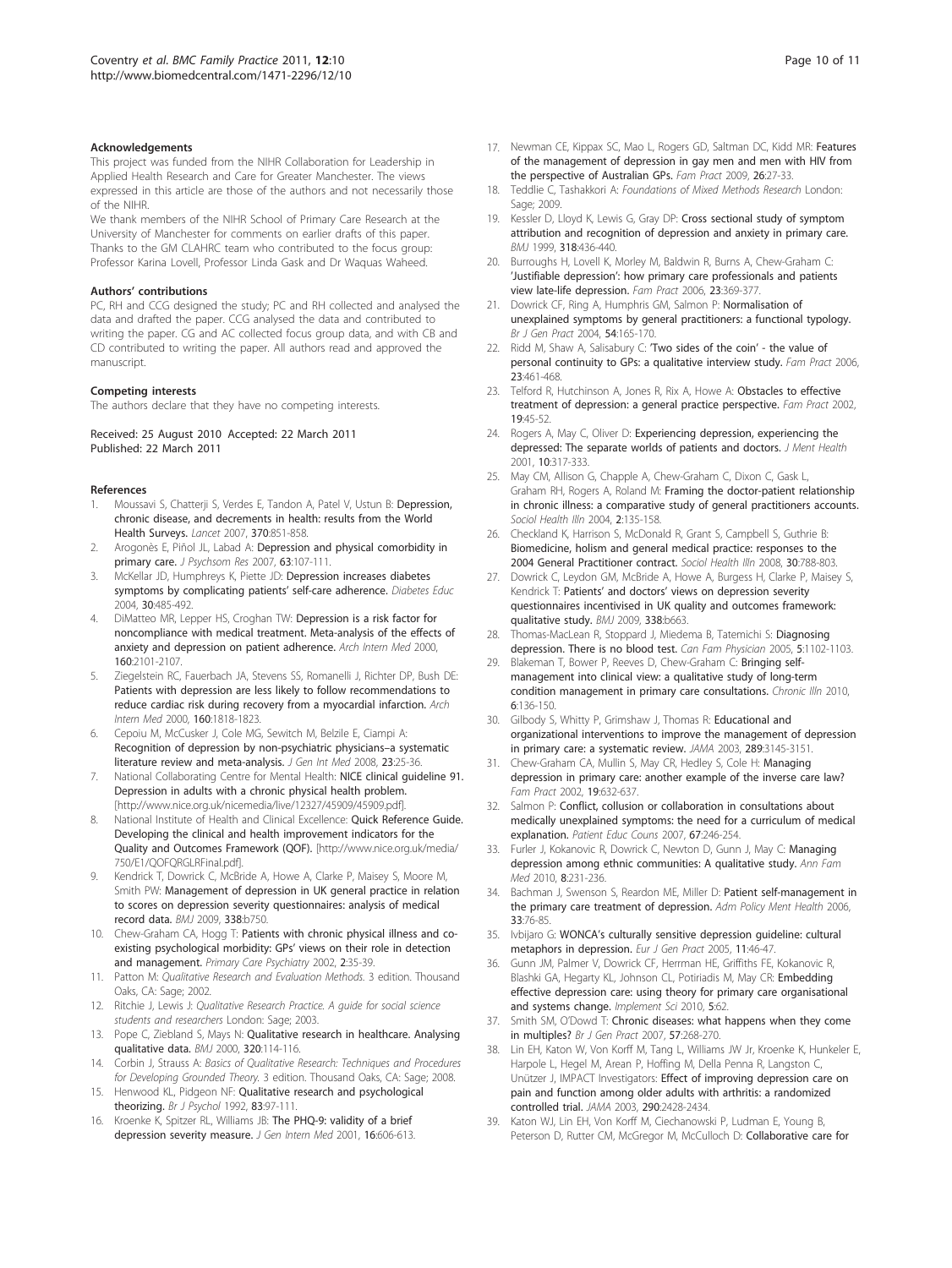### Acknowledgements

This project was funded from the NIHR Collaboration for Leadership in Applied Health Research and Care for Greater Manchester. The views expressed in this article are those of the authors and not necessarily those of the NIHR.

We thank members of the NIHR School of Primary Care Research at the University of Manchester for comments on earlier drafts of this paper. Thanks to the GM CLAHRC team who contributed to the focus group: Professor Karina Lovell, Professor Linda Gask and Dr Waquas Waheed.

### Authors' contributions

PC, RH and CCG designed the study; PC and RH collected and analysed the data and drafted the paper. CCG analysed the data and contributed to writing the paper. CG and AC collected focus group data, and with CB and CD contributed to writing the paper. All authors read and approved the manuscript.

### Competing interests

The authors declare that they have no competing interests.

Received: 25 August 2010 Accepted: 22 March 2011
Published: 22 March 2011

### References

1. Moussavi S, Chatterji S, Verdes E, Tandon A, Patel V, Ustun B: Depression, chronic disease, and decrements in health: results from the World Health Surveys. *Lancet* 2007, 370:851-858.
2. Arogonès E, Piñol JL, Labad A: Depression and physical comorbidity in primary care. *J Psychsom Res* 2007, 63:107-111.
3. McKellar JD, Humphreys K, Piette JD: Depression increases diabetes symptoms by complicating patients' self-care adherence. *Diabetes Educ* 2004, 30:485-492.
4. DiMatteo MR, Lepper HS, Croghan TW: Depression is a risk factor for noncompliance with medical treatment. Meta-analysis of the effects of anxiety and depression on patient adherence. *Arch Intern Med* 2000, 160:2101-2107.
5. Ziegelstein RC, Fauerbach JA, Stevens SS, Romanelli J, Richter DP, Bush DE: Patients with depression are less likely to follow recommendations to reduce cardiac risk during recovery from a myocardial infarction. *Arch Intern Med* 2000, 160:1818-1823.
6. Cepoiu M, McCusker J, Cole MG, Sewitch M, Belzile E, Ciampi A: Recognition of depression by non-psychiatric physicians–a systematic literature review and meta-analysis. *J Gen Int Med* 2008, 23:25-36.
7. National Collaborating Centre for Mental Health: NICE clinical guideline 91. Depression in adults with a chronic physical health problem. [http://www.nice.org.uk/nicemedia/live/12327/45909/45909.pdf].
8. National Institute of Health and Clinical Excellence: Quick Reference Guide. Developing the clinical and health improvement indicators for the Quality and Outcomes Framework (QOF). [http://www.nice.org.uk/media/750/E1/QOFQRGLRFinal.pdf].
9. Kendrick T, Dowrick C, McBride A, Howe A, Clarke P, Maisey S, Moore M, Smith PW: Management of depression in UK general practice in relation to scores on depression severity questionnaires: analysis of medical record data. *BMJ* 2009, 338:b750.
10. Chew-Graham CA, Hogg T: Patients with chronic physical illness and co-existing psychological morbidity: GPs' views on their role in detection and management. *Primary Care Psychiatry* 2002, 2:35-39.
11. Patton M: *Qualitative Research and Evaluation Methods.* 3 edition. Thousand Oaks, CA: Sage; 2002.
12. Ritchie J, Lewis J: *Qualitative Research Practice. A guide for social science students and researchers* London: Sage; 2003.
13. Pope C, Ziebland S, Mays N: Qualitative research in healthcare. Analysing qualitative data. *BMJ* 2000, 320:114-116.
14. Corbin J, Strauss A: *Basics of Qualitative Research: Techniques and Procedures for Developing Grounded Theory.* 3 edition. Thousand Oaks, CA: Sage; 2008.
15. Henwood KL, Pidgeon NF: Qualitative research and psychological theorizing. *Br J Psychol* 1992, 83:97-111.
16. Kroenke K, Spitzer RL, Williams JB: The PHQ-9: validity of a brief depression severity measure. *J Gen Intern Med* 2001, 16:606-613.
17. Newman CE, Kippax SC, Mao L, Rogers GD, Saltman DC, Kidd MR: Features of the management of depression in gay men and men with HIV from the perspective of Australian GPs. *Fam Pract* 2009, 26:27-33.
18. Teddlie C, Tashakkori A: *Foundations of Mixed Methods Research* London: Sage; 2009.
19. Kessler D, Lloyd K, Lewis G, Gray DP: Cross sectional study of symptom attribution and recognition of depression and anxiety in primary care. *BMJ* 1999, 318:436-440.
20. Burroughs H, Lovell K, Morley M, Baldwin R, Burns A, Chew-Graham C: 'Justifiable depression': how primary care professionals and patients view late-life depression. *Fam Pract* 2006, 23:369-377.
21. Dowrick CF, Ring A, Humphris GM, Salmon P: Normalisation of unexplained symptoms by general practitioners: a functional typology. *Br J Gen Pract* 2004, 54:165-170.
22. Ridd M, Shaw A, Salisabury C: 'Two sides of the coin' - the value of personal continuity to GPs: a qualitative interview study. *Fam Pract* 2006, 23:461-468.
23. Telford R, Hutchinson A, Jones R, Rix A, Howe A: Obstacles to effective treatment of depression: a general practice perspective. *Fam Pract* 2002, 19:45-52.
24. Rogers A, May C, Oliver D: Experiencing depression, experiencing the depressed: The separate worlds of patients and doctors. *J Ment Health* 2001, 10:317-333.
25. May CM, Allison G, Chapple A, Chew-Graham C, Dixon C, Gask L, Graham RH, Rogers A, Roland M: Framing the doctor-patient relationship in chronic illness: a comparative study of general practitioners accounts. *Sociol Health Illn* 2004, 2:135-158.
26. Checkland K, Harrison S, McDonald R, Grant S, Campbell S, Guthrie B: Biomedicine, holism and general medical practice: responses to the 2004 General Practitioner contract. *Sociol Health Illn* 2008, 30:788-803.
27. Dowrick C, Leydon GM, McBride A, Howe A, Burgess H, Clarke P, Maisey S, Kendrick T: Patients' and doctors' views on depression severity questionnaires incentivised in UK quality and outcomes framework: qualitative study. *BMJ* 2009, 338:b663.
28. Thomas-MacLean R, Stoppard J, Miedema B, Tatemichi S: Diagnosing depression. There is no blood test. *Can Fam Physician* 2005, 5:1102-1103.
29. Blakeman T, Bower P, Reeves D, Chew-Graham C: Bringing self-management into clinical view: a qualitative study of long-term condition management in primary care consultations. *Chronic Illn* 2010, 6:136-150.
30. Gilbody S, Whitty P, Grimshaw J, Thomas R: Educational and organizational interventions to improve the management of depression in primary care: a systematic review. *JAMA* 2003, 289:3145-3151.
31. Chew-Graham CA, Mullin S, May CR, Hedley S, Cole H: Managing depression in primary care: another example of the inverse care law? *Fam Pract* 2002, 19:632-637.
32. Salmon P: Conflict, collusion or collaboration in consultations about medically unexplained symptoms: the need for a curriculum of medical explanation. *Patient Educ Couns* 2007, 67:246-254.
33. Furler J, Kokanovic R, Dowrick C, Newton D, Gunn J, May C: Managing depression among ethnic communities: A qualitative study. *Ann Fam Med* 2010, 8:231-236.
34. Bachman J, Swenson S, Reardon ME, Miller D: Patient self-management in the primary care treatment of depression. *Adm Policy Ment Health* 2006, 33:76-85.
35. Ivbijaro G: WONCA's culturally sensitive depression guideline: cultural metaphors in depression. *Eur J Gen Pract* 2005, 11:46-47.
36. Gunn JM, Palmer V, Dowrick CF, Herrman HE, Griffiths FE, Kokanovic R, Blashki GA, Hegarty KL, Johnson CL, Potiriadis M, May CR: Embedding effective depression care: using theory for primary care organisational and systems change. *Implement Sci* 2010, 5:62.
37. Smith SM, O'Dowd T: Chronic diseases: what happens when they come in multiples? *Br J Gen Pract* 2007, 57:268-270.
38. Lin EH, Katon W, Von Korff M, Tang L, Williams JW Jr, Kroenke K, Hunkeler E, Harpole L, Hegel M, Arean P, Hoffing M, Della Penna R, Langston C, Unützer J, IMPACT Investigators: Effect of improving depression care on pain and function among older adults with arthritis: a randomized controlled trial. *JAMA* 2003, 290:2428-2434.
39. Katon WJ, Lin EH, Von Korff M, Ciechanowski P, Ludman E, Young B, Peterson D, Rutter CM, McGregor M, McCulloch D: Collaborative care for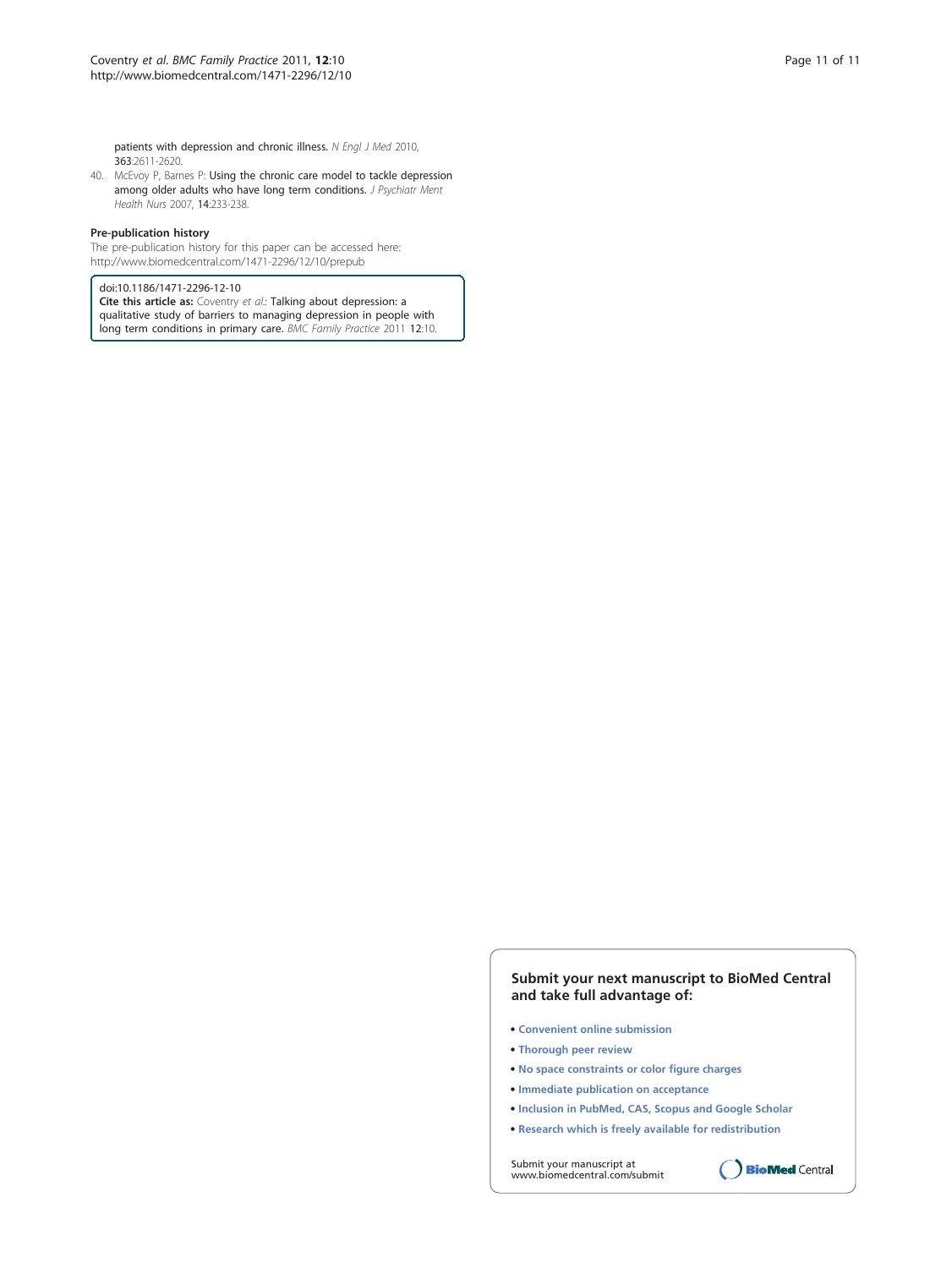patients with depression and chronic illness. *N Engl J Med* 2010, **363**:2611-2620.

40. McEvoy P, Barnes P: **Using the chronic care model to tackle depression among older adults who have long term conditions.** *J Psychiatr Ment Health Nurs* 2007, **14**:233-238.

### Pre-publication history

The pre-publication history for this paper can be accessed here:
http://www.biomedcentral.com/1471-2296/12/10/prepub

doi:10.1186/1471-2296-12-10
**Cite this article as:** Coventry *et al.*: Talking about depression: a qualitative study of barriers to managing depression in people with long term conditions in primary care. *BMC Family Practice* 2011 **12**:10.

**Submit your next manuscript to BioMed Central and take full advantage of:**

- **Convenient online submission**
- **Thorough peer review**
- **No space constraints or color figure charges**
- **Immediate publication on acceptance**
- **Inclusion in PubMed, CAS, Scopus and Google Scholar**
- **Research which is freely available for redistribution**

Submit your manuscript at
www.biomedcentral.com/submit

BioMed Central